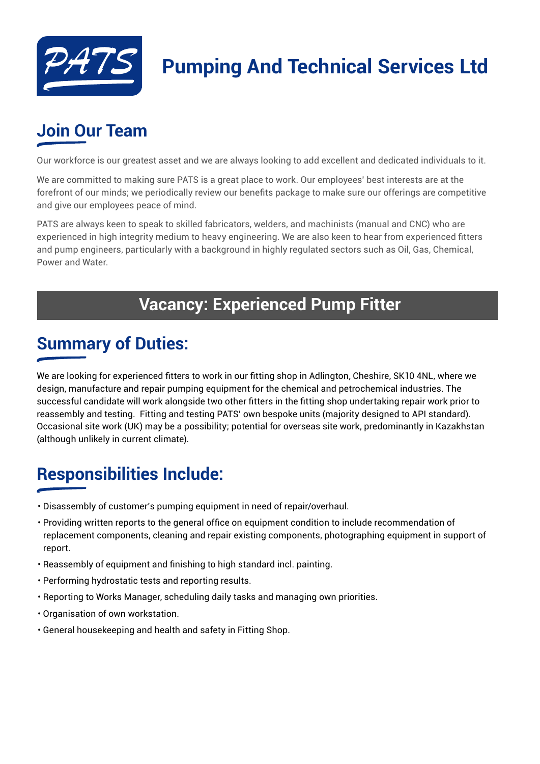# Pumping And Technical Services Ltd

## Join Our Team

Our workforce is our greatest asset and we are always looking to add excellent and dedicated individuals to it.

We are committed to making sure PATS is a great place to work. Our employees' best interests are at the forefront of our minds; we periodically review our benefits package to make sure our offerings are competitive and give our employees peace of mind.

PATS are always keen to speak to skilled fabricators, welders, and machinists (manual and CNC) who are experienced in high integrity medium to heavy engineering. We are also keen to hear from experienced fitters and pump engineers, particularly with a background in highly regulated sectors such as Oil, Gas, Chemical, Power and Water.

## Vacancy: Experienced Pump Fitter

## Summary of Duties:

We are looking for experienced fitters to work in our fitting shop in Adlington, Cheshire, SK10 4NL, where we design, manufacture and repair pumping equipment for the chemical and petrochemical industries. The successful candidate will work alongside two other fitters in the fitting shop undertaking repair work prior to reassembly and testing. Fitting and testing PATS' own bespoke units (majority designed to API standard). Occasional site work (UK) may be a possibility; potential for overseas site work, predominantly in Kazakhstan (although unlikely in current climate).

## Responsibilities Include:

- Disassembly of customer's pumping equipment in need of repair/overhaul.
- Providing written reports to the general office on equipment condition to include recommendation of replacement components, cleaning and repair existing components, photographing equipment in support of report.
- Reassembly of equipment and finishing to high standard incl. painting.
- Performing hydrostatic tests and reporting results.
- Reporting to Works Manager, scheduling daily tasks and managing own priorities.
- Organisation of own workstation.
- General housekeeping and health and safety in Fitting Shop.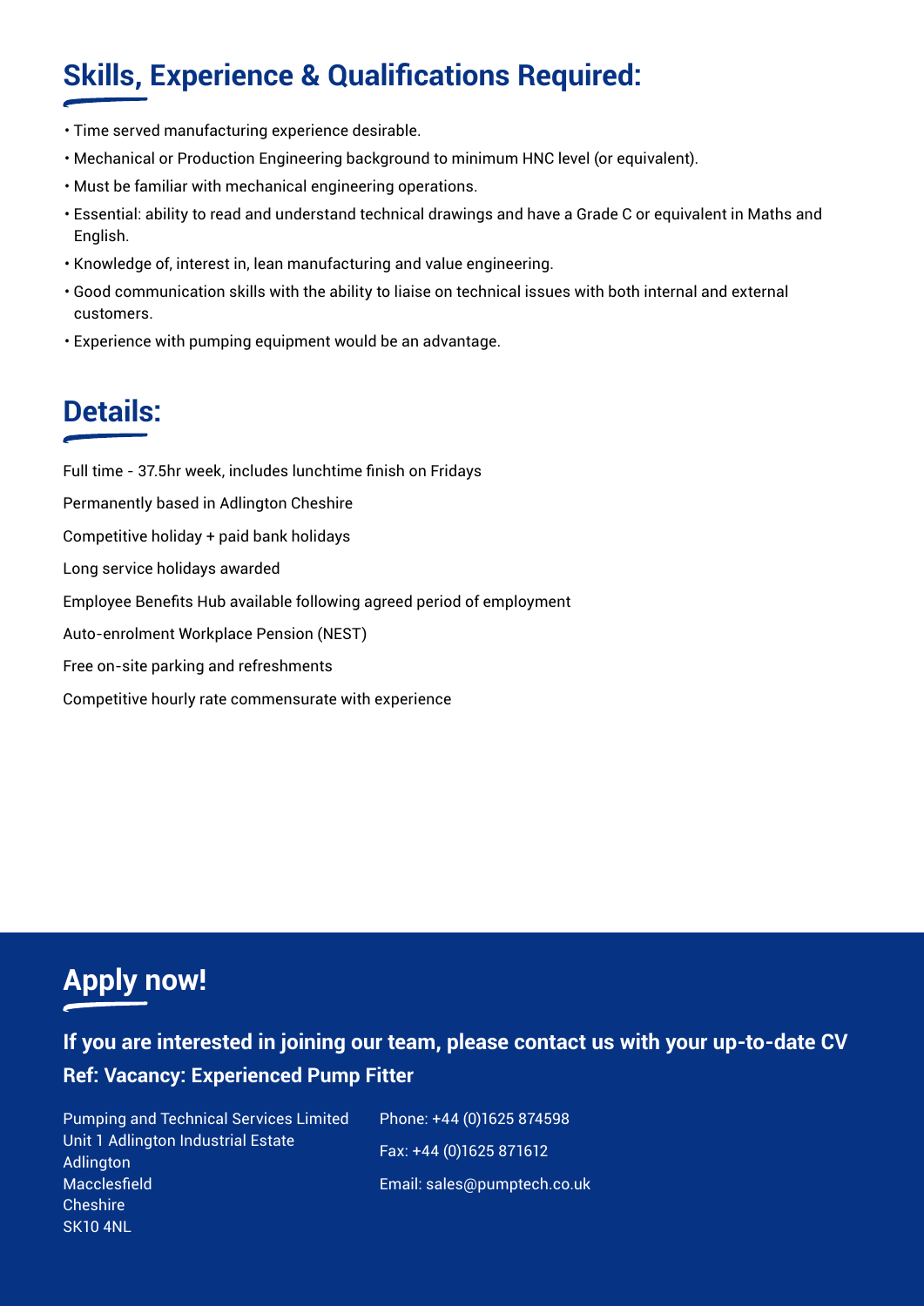## Skills, Experience & Qualifications Required:

- Time served manufacturing experience desirable.
- Mechanical or Production Engineering background to minimum HNC level (or equivalent).
- Must be familiar with mechanical engineering operations.
- Essential: ability to read and understand technical drawings and have a Grade C or equivalent in Maths and English.
- Knowledge of, interest in, lean manufacturing and value engineering.
- Good communication skills with the ability to liaise on technical issues with both internal and external customers.
- Experience with pumping equipment would be an advantage.

## Details:

Full time - 37.5hr week, includes lunchtime finish on Fridays

Permanently based in Adlington Cheshire

Competitive holiday + paid bank holidays

Long service holidays awarded

Employee Benefits Hub available following agreed period of employment

Auto-enrolment Workplace Pension (NEST)

Free on-site parking and refreshments

Competitive hourly rate commensurate with experience

## Apply now!

**If you are interested in joining our team, please contact us with your up-to-date CV**

**Ref: Vacancy: Experienced Pump Fitter**

Pumping and Technical Services Limited
Unit 1 Adlington Industrial Estate
Adlington
Macclesfield
Cheshire
SK10 4NL

Phone: +44 (0)1625 874598

Fax: +44 (0)1625 871612

Email: sales@pumptech.co.uk